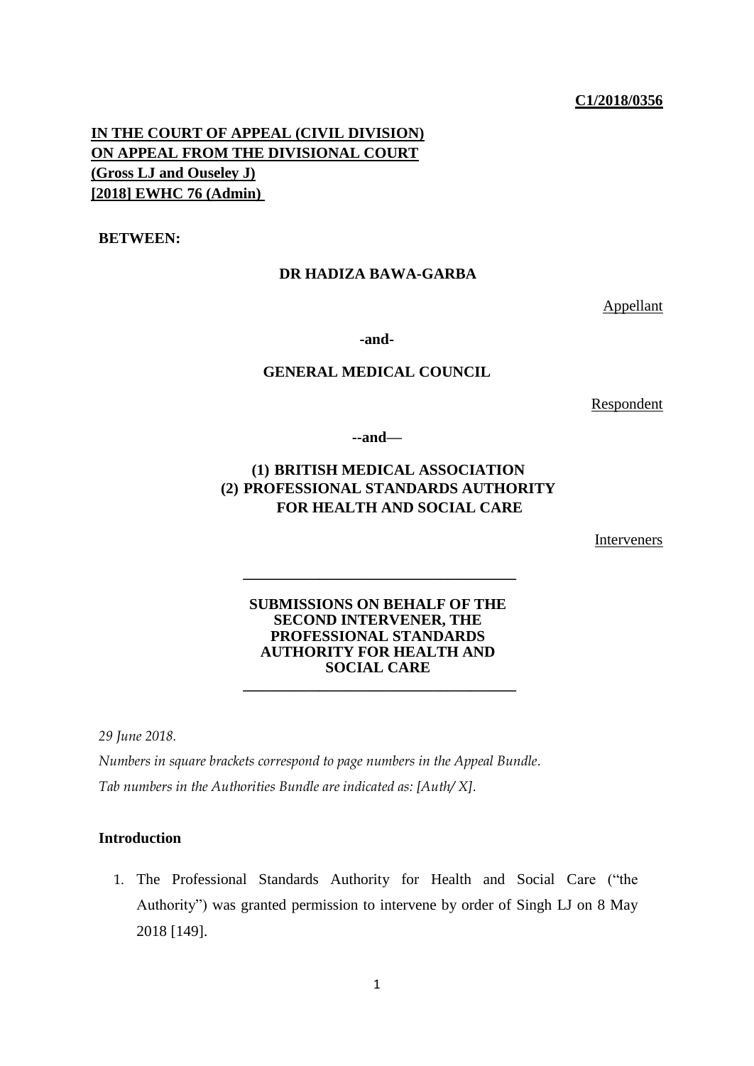**C1/2018/0356**

**IN THE COURT OF APPEAL (CIVIL DIVISION)**
**ON APPEAL FROM THE DIVISIONAL COURT**
**(Gross LJ and Ouseley J)**
**[2018] EWHC 76 (Admin)**

**BETWEEN:**

**DR HADIZA BAWA-GARBA**

Appellant

**-and-**

**GENERAL MEDICAL COUNCIL**

Respondent

**--and—**

**(1) BRITISH MEDICAL ASSOCIATION**
**(2) PROFESSIONAL STANDARDS AUTHORITY FOR HEALTH AND SOCIAL CARE**

Interveners

---

**SUBMISSIONS ON BEHALF OF THE SECOND INTERVENER, THE PROFESSIONAL STANDARDS AUTHORITY FOR HEALTH AND SOCIAL CARE**

---

*29 June 2018.*

*Numbers in square brackets correspond to page numbers in the Appeal Bundle.*

*Tab numbers in the Authorities Bundle are indicated as: [Auth/ X].*

### Introduction

1. The Professional Standards Authority for Health and Social Care ("the Authority") was granted permission to intervene by order of Singh LJ on 8 May 2018 [149].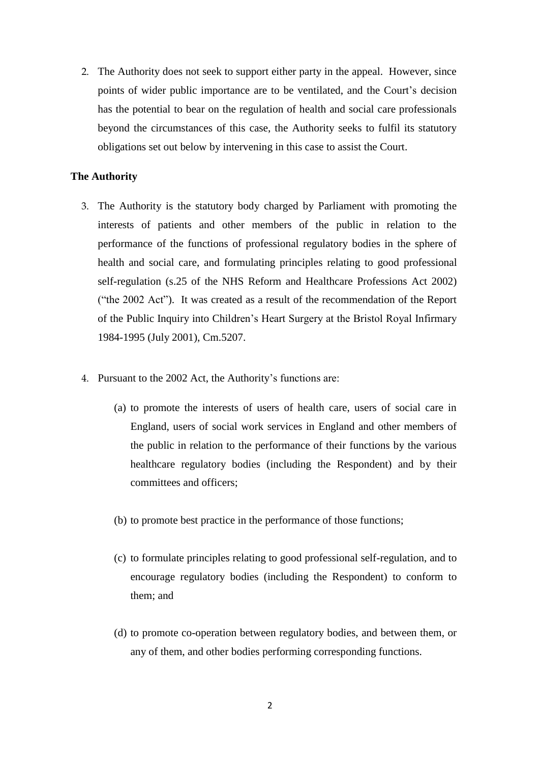2. The Authority does not seek to support either party in the appeal. However, since points of wider public importance are to be ventilated, and the Court's decision has the potential to bear on the regulation of health and social care professionals beyond the circumstances of this case, the Authority seeks to fulfil its statutory obligations set out below by intervening in this case to assist the Court.

**The Authority**

3. The Authority is the statutory body charged by Parliament with promoting the interests of patients and other members of the public in relation to the performance of the functions of professional regulatory bodies in the sphere of health and social care, and formulating principles relating to good professional self-regulation (s.25 of the NHS Reform and Healthcare Professions Act 2002) ("the 2002 Act"). It was created as a result of the recommendation of the Report of the Public Inquiry into Children's Heart Surgery at the Bristol Royal Infirmary 1984-1995 (July 2001), Cm.5207.

4. Pursuant to the 2002 Act, the Authority's functions are:

   (a) to promote the interests of users of health care, users of social care in England, users of social work services in England and other members of the public in relation to the performance of their functions by the various healthcare regulatory bodies (including the Respondent) and by their committees and officers;

   (b) to promote best practice in the performance of those functions;

   (c) to formulate principles relating to good professional self-regulation, and to encourage regulatory bodies (including the Respondent) to conform to them; and

   (d) to promote co-operation between regulatory bodies, and between them, or any of them, and other bodies performing corresponding functions.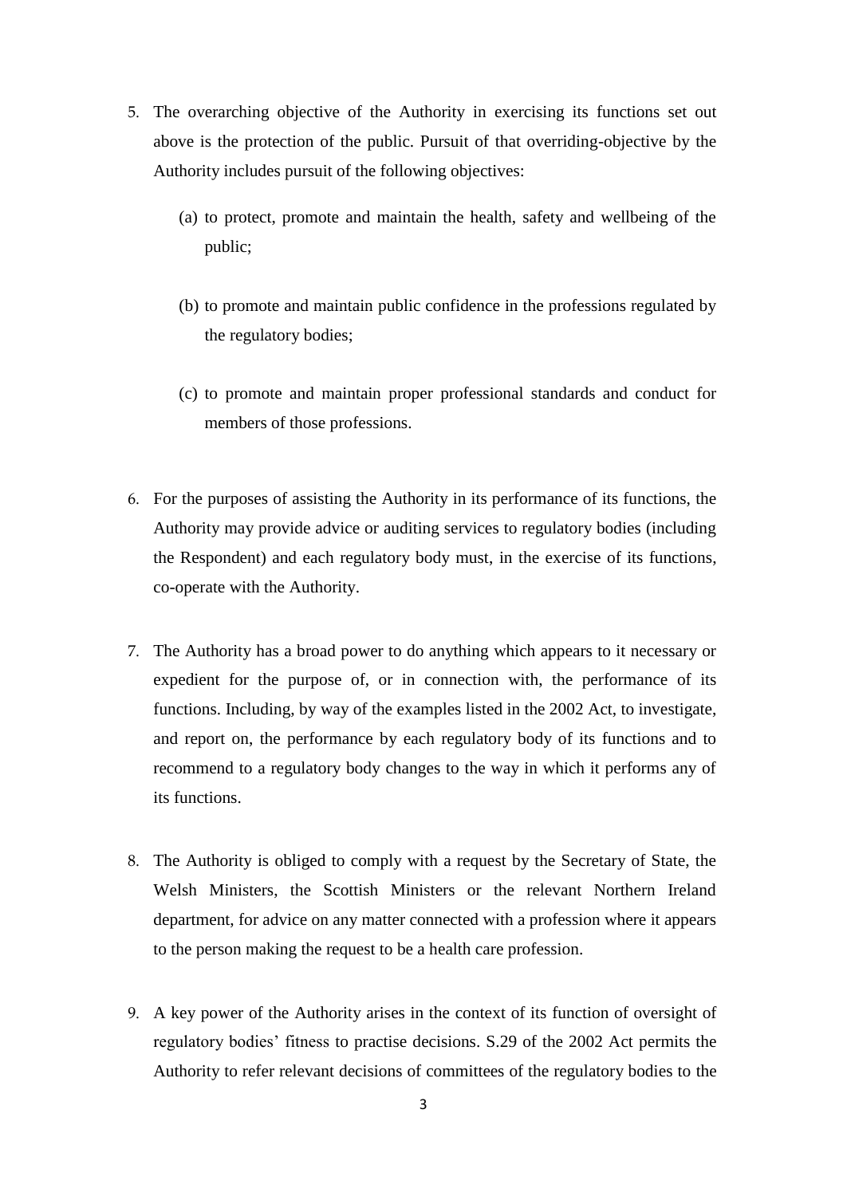5. The overarching objective of the Authority in exercising its functions set out above is the protection of the public. Pursuit of that overriding-objective by the Authority includes pursuit of the following objectives:

   (a) to protect, promote and maintain the health, safety and wellbeing of the public;

   (b) to promote and maintain public confidence in the professions regulated by the regulatory bodies;

   (c) to promote and maintain proper professional standards and conduct for members of those professions.

6. For the purposes of assisting the Authority in its performance of its functions, the Authority may provide advice or auditing services to regulatory bodies (including the Respondent) and each regulatory body must, in the exercise of its functions, co-operate with the Authority.

7. The Authority has a broad power to do anything which appears to it necessary or expedient for the purpose of, or in connection with, the performance of its functions. Including, by way of the examples listed in the 2002 Act, to investigate, and report on, the performance by each regulatory body of its functions and to recommend to a regulatory body changes to the way in which it performs any of its functions.

8. The Authority is obliged to comply with a request by the Secretary of State, the Welsh Ministers, the Scottish Ministers or the relevant Northern Ireland department, for advice on any matter connected with a profession where it appears to the person making the request to be a health care profession.

9. A key power of the Authority arises in the context of its function of oversight of regulatory bodies' fitness to practise decisions. S.29 of the 2002 Act permits the Authority to refer relevant decisions of committees of the regulatory bodies to the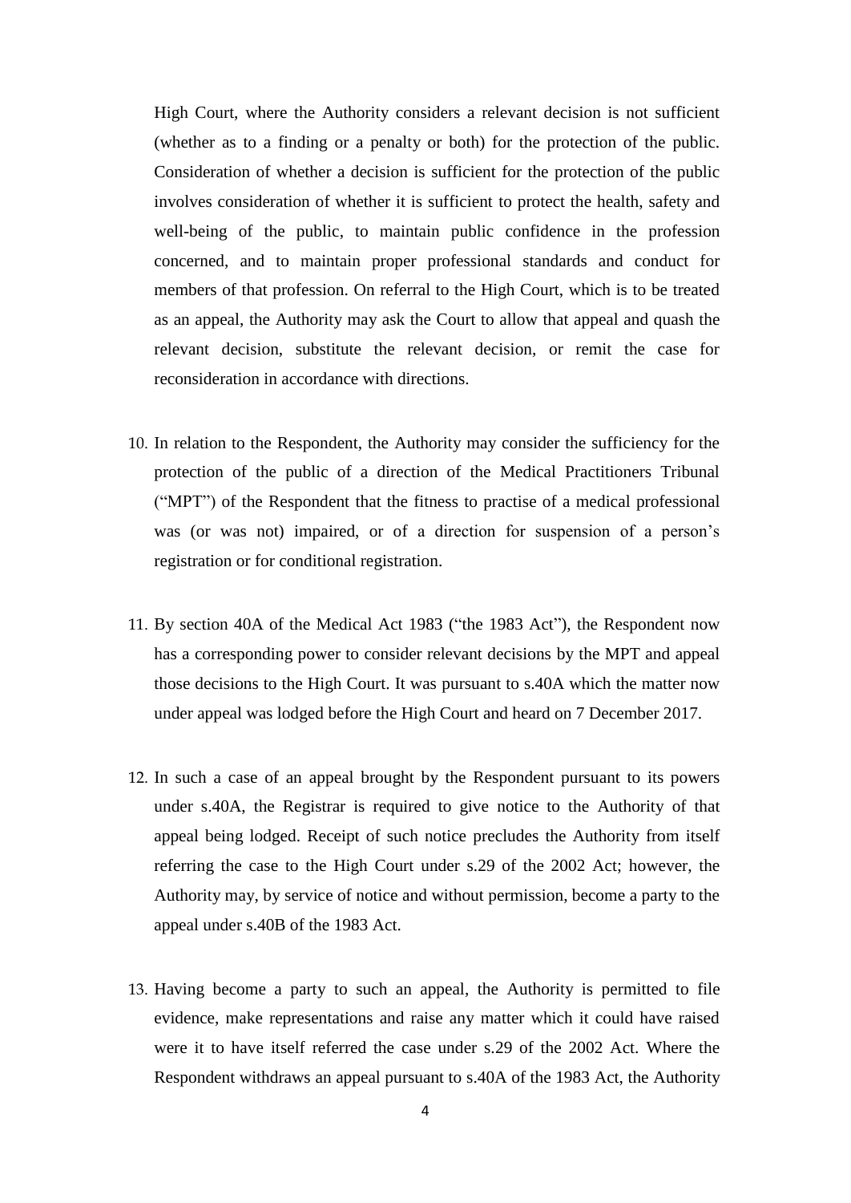High Court, where the Authority considers a relevant decision is not sufficient (whether as to a finding or a penalty or both) for the protection of the public. Consideration of whether a decision is sufficient for the protection of the public involves consideration of whether it is sufficient to protect the health, safety and well-being of the public, to maintain public confidence in the profession concerned, and to maintain proper professional standards and conduct for members of that profession. On referral to the High Court, which is to be treated as an appeal, the Authority may ask the Court to allow that appeal and quash the relevant decision, substitute the relevant decision, or remit the case for reconsideration in accordance with directions.

10. In relation to the Respondent, the Authority may consider the sufficiency for the protection of the public of a direction of the Medical Practitioners Tribunal ("MPT") of the Respondent that the fitness to practise of a medical professional was (or was not) impaired, or of a direction for suspension of a person's registration or for conditional registration.

11. By section 40A of the Medical Act 1983 ("the 1983 Act"), the Respondent now has a corresponding power to consider relevant decisions by the MPT and appeal those decisions to the High Court. It was pursuant to s.40A which the matter now under appeal was lodged before the High Court and heard on 7 December 2017.

12. In such a case of an appeal brought by the Respondent pursuant to its powers under s.40A, the Registrar is required to give notice to the Authority of that appeal being lodged. Receipt of such notice precludes the Authority from itself referring the case to the High Court under s.29 of the 2002 Act; however, the Authority may, by service of notice and without permission, become a party to the appeal under s.40B of the 1983 Act.

13. Having become a party to such an appeal, the Authority is permitted to file evidence, make representations and raise any matter which it could have raised were it to have itself referred the case under s.29 of the 2002 Act. Where the Respondent withdraws an appeal pursuant to s.40A of the 1983 Act, the Authority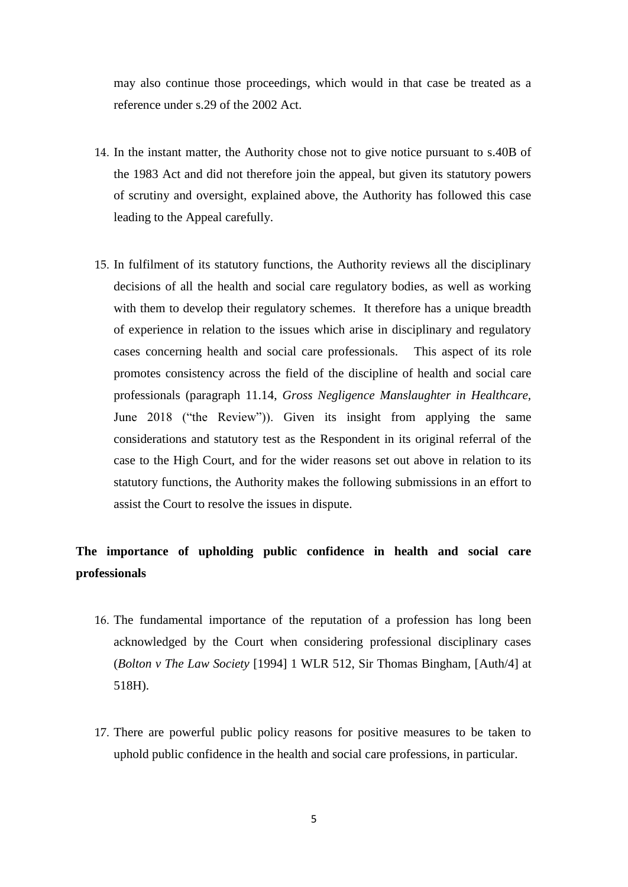may also continue those proceedings, which would in that case be treated as a reference under s.29 of the 2002 Act.

14. In the instant matter, the Authority chose not to give notice pursuant to s.40B of the 1983 Act and did not therefore join the appeal, but given its statutory powers of scrutiny and oversight, explained above, the Authority has followed this case leading to the Appeal carefully.

15. In fulfilment of its statutory functions, the Authority reviews all the disciplinary decisions of all the health and social care regulatory bodies, as well as working with them to develop their regulatory schemes. It therefore has a unique breadth of experience in relation to the issues which arise in disciplinary and regulatory cases concerning health and social care professionals. This aspect of its role promotes consistency across the field of the discipline of health and social care professionals (paragraph 11.14, *Gross Negligence Manslaughter in Healthcare,* June 2018 ("the Review")). Given its insight from applying the same considerations and statutory test as the Respondent in its original referral of the case to the High Court, and for the wider reasons set out above in relation to its statutory functions, the Authority makes the following submissions in an effort to assist the Court to resolve the issues in dispute.

**The importance of upholding public confidence in health and social care professionals**

16. The fundamental importance of the reputation of a profession has long been acknowledged by the Court when considering professional disciplinary cases (*Bolton v The Law Society* [1994] 1 WLR 512, Sir Thomas Bingham, [Auth/4] at 518H).

17. There are powerful public policy reasons for positive measures to be taken to uphold public confidence in the health and social care professions, in particular.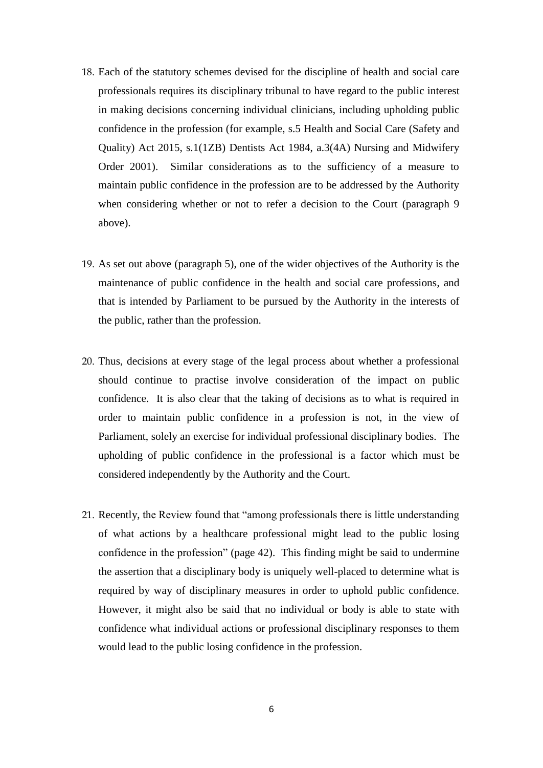18. Each of the statutory schemes devised for the discipline of health and social care professionals requires its disciplinary tribunal to have regard to the public interest in making decisions concerning individual clinicians, including upholding public confidence in the profession (for example, s.5 Health and Social Care (Safety and Quality) Act 2015, s.1(1ZB) Dentists Act 1984, a.3(4A) Nursing and Midwifery Order 2001). Similar considerations as to the sufficiency of a measure to maintain public confidence in the profession are to be addressed by the Authority when considering whether or not to refer a decision to the Court (paragraph 9 above).

19. As set out above (paragraph 5), one of the wider objectives of the Authority is the maintenance of public confidence in the health and social care professions, and that is intended by Parliament to be pursued by the Authority in the interests of the public, rather than the profession.

20. Thus, decisions at every stage of the legal process about whether a professional should continue to practise involve consideration of the impact on public confidence. It is also clear that the taking of decisions as to what is required in order to maintain public confidence in a profession is not, in the view of Parliament, solely an exercise for individual professional disciplinary bodies. The upholding of public confidence in the professional is a factor which must be considered independently by the Authority and the Court.

21. Recently, the Review found that "among professionals there is little understanding of what actions by a healthcare professional might lead to the public losing confidence in the profession" (page 42). This finding might be said to undermine the assertion that a disciplinary body is uniquely well-placed to determine what is required by way of disciplinary measures in order to uphold public confidence. However, it might also be said that no individual or body is able to state with confidence what individual actions or professional disciplinary responses to them would lead to the public losing confidence in the profession.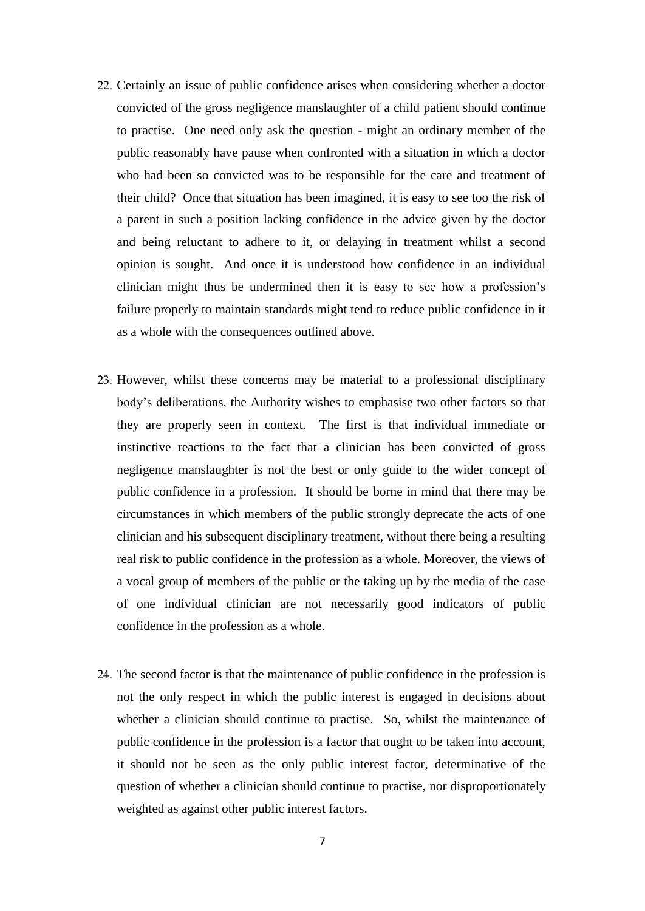22. Certainly an issue of public confidence arises when considering whether a doctor convicted of the gross negligence manslaughter of a child patient should continue to practise. One need only ask the question - might an ordinary member of the public reasonably have pause when confronted with a situation in which a doctor who had been so convicted was to be responsible for the care and treatment of their child? Once that situation has been imagined, it is easy to see too the risk of a parent in such a position lacking confidence in the advice given by the doctor and being reluctant to adhere to it, or delaying in treatment whilst a second opinion is sought. And once it is understood how confidence in an individual clinician might thus be undermined then it is easy to see how a profession's failure properly to maintain standards might tend to reduce public confidence in it as a whole with the consequences outlined above.

23. However, whilst these concerns may be material to a professional disciplinary body's deliberations, the Authority wishes to emphasise two other factors so that they are properly seen in context. The first is that individual immediate or instinctive reactions to the fact that a clinician has been convicted of gross negligence manslaughter is not the best or only guide to the wider concept of public confidence in a profession. It should be borne in mind that there may be circumstances in which members of the public strongly deprecate the acts of one clinician and his subsequent disciplinary treatment, without there being a resulting real risk to public confidence in the profession as a whole. Moreover, the views of a vocal group of members of the public or the taking up by the media of the case of one individual clinician are not necessarily good indicators of public confidence in the profession as a whole.

24. The second factor is that the maintenance of public confidence in the profession is not the only respect in which the public interest is engaged in decisions about whether a clinician should continue to practise. So, whilst the maintenance of public confidence in the profession is a factor that ought to be taken into account, it should not be seen as the only public interest factor, determinative of the question of whether a clinician should continue to practise, nor disproportionately weighted as against other public interest factors.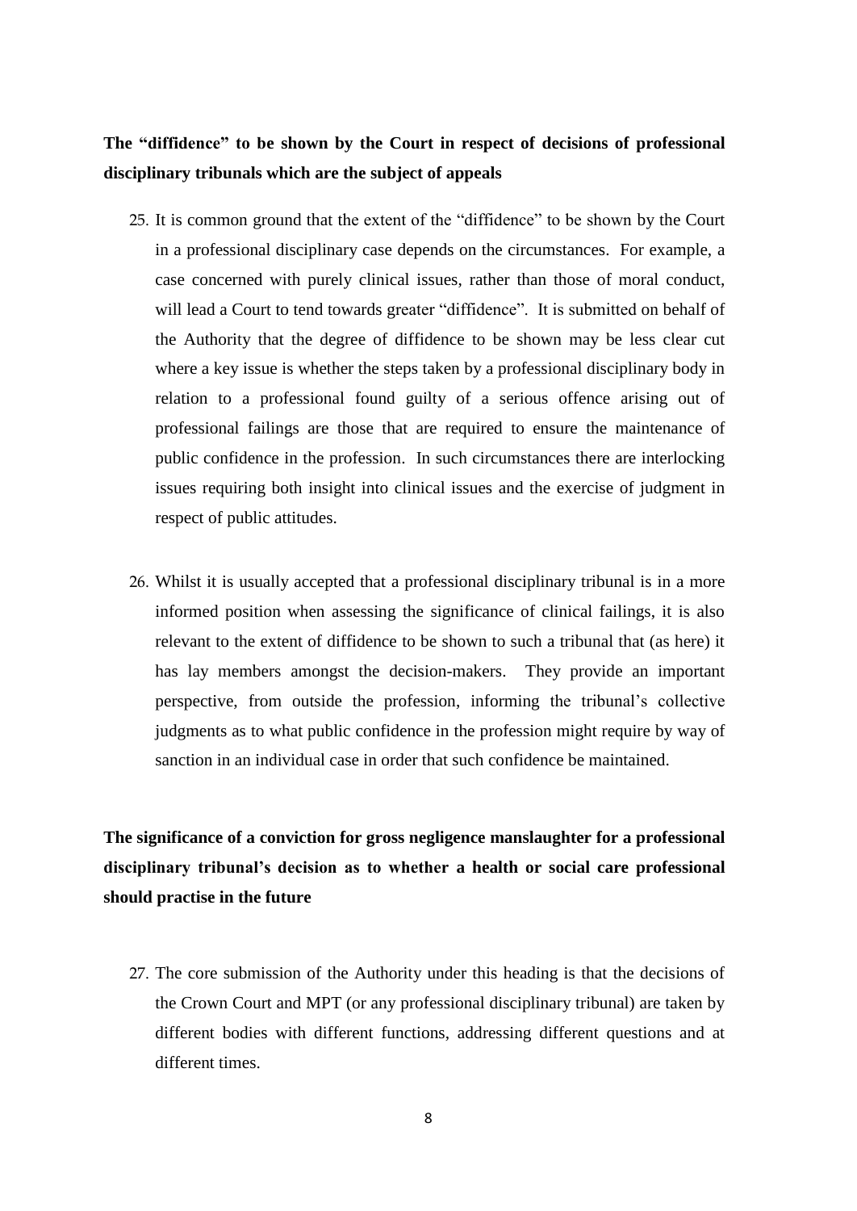**The "diffidence" to be shown by the Court in respect of decisions of professional disciplinary tribunals which are the subject of appeals**

25. It is common ground that the extent of the "diffidence" to be shown by the Court in a professional disciplinary case depends on the circumstances. For example, a case concerned with purely clinical issues, rather than those of moral conduct, will lead a Court to tend towards greater "diffidence". It is submitted on behalf of the Authority that the degree of diffidence to be shown may be less clear cut where a key issue is whether the steps taken by a professional disciplinary body in relation to a professional found guilty of a serious offence arising out of professional failings are those that are required to ensure the maintenance of public confidence in the profession. In such circumstances there are interlocking issues requiring both insight into clinical issues and the exercise of judgment in respect of public attitudes.

26. Whilst it is usually accepted that a professional disciplinary tribunal is in a more informed position when assessing the significance of clinical failings, it is also relevant to the extent of diffidence to be shown to such a tribunal that (as here) it has lay members amongst the decision-makers. They provide an important perspective, from outside the profession, informing the tribunal's collective judgments as to what public confidence in the profession might require by way of sanction in an individual case in order that such confidence be maintained.

**The significance of a conviction for gross negligence manslaughter for a professional disciplinary tribunal's decision as to whether a health or social care professional should practise in the future**

27. The core submission of the Authority under this heading is that the decisions of the Crown Court and MPT (or any professional disciplinary tribunal) are taken by different bodies with different functions, addressing different questions and at different times.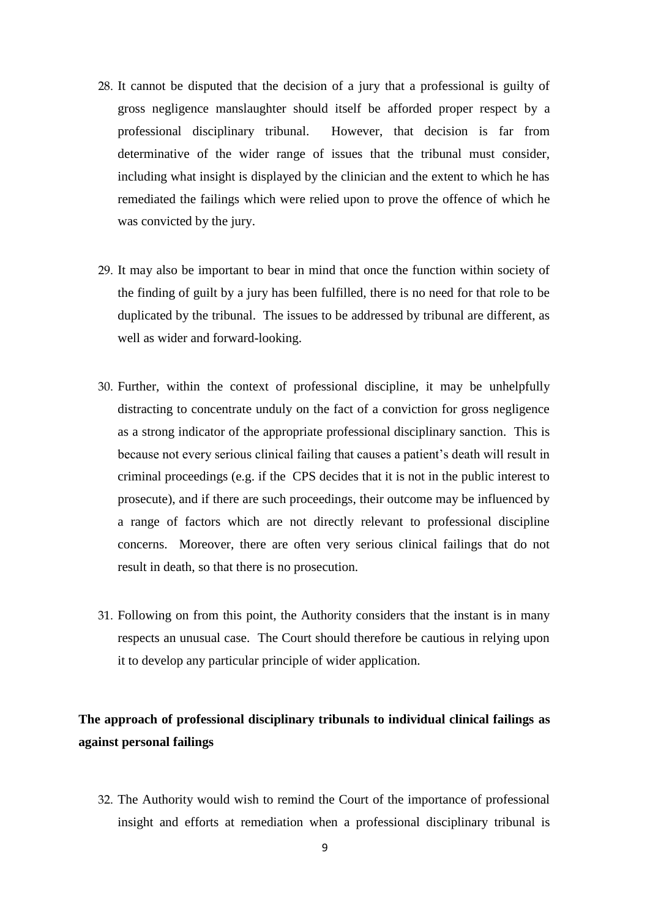28. It cannot be disputed that the decision of a jury that a professional is guilty of gross negligence manslaughter should itself be afforded proper respect by a professional disciplinary tribunal. However, that decision is far from determinative of the wider range of issues that the tribunal must consider, including what insight is displayed by the clinician and the extent to which he has remediated the failings which were relied upon to prove the offence of which he was convicted by the jury.

29. It may also be important to bear in mind that once the function within society of the finding of guilt by a jury has been fulfilled, there is no need for that role to be duplicated by the tribunal. The issues to be addressed by tribunal are different, as well as wider and forward-looking.

30. Further, within the context of professional discipline, it may be unhelpfully distracting to concentrate unduly on the fact of a conviction for gross negligence as a strong indicator of the appropriate professional disciplinary sanction. This is because not every serious clinical failing that causes a patient's death will result in criminal proceedings (e.g. if the CPS decides that it is not in the public interest to prosecute), and if there are such proceedings, their outcome may be influenced by a range of factors which are not directly relevant to professional discipline concerns. Moreover, there are often very serious clinical failings that do not result in death, so that there is no prosecution.

31. Following on from this point, the Authority considers that the instant is in many respects an unusual case. The Court should therefore be cautious in relying upon it to develop any particular principle of wider application.

**The approach of professional disciplinary tribunals to individual clinical failings as against personal failings**

32. The Authority would wish to remind the Court of the importance of professional insight and efforts at remediation when a professional disciplinary tribunal is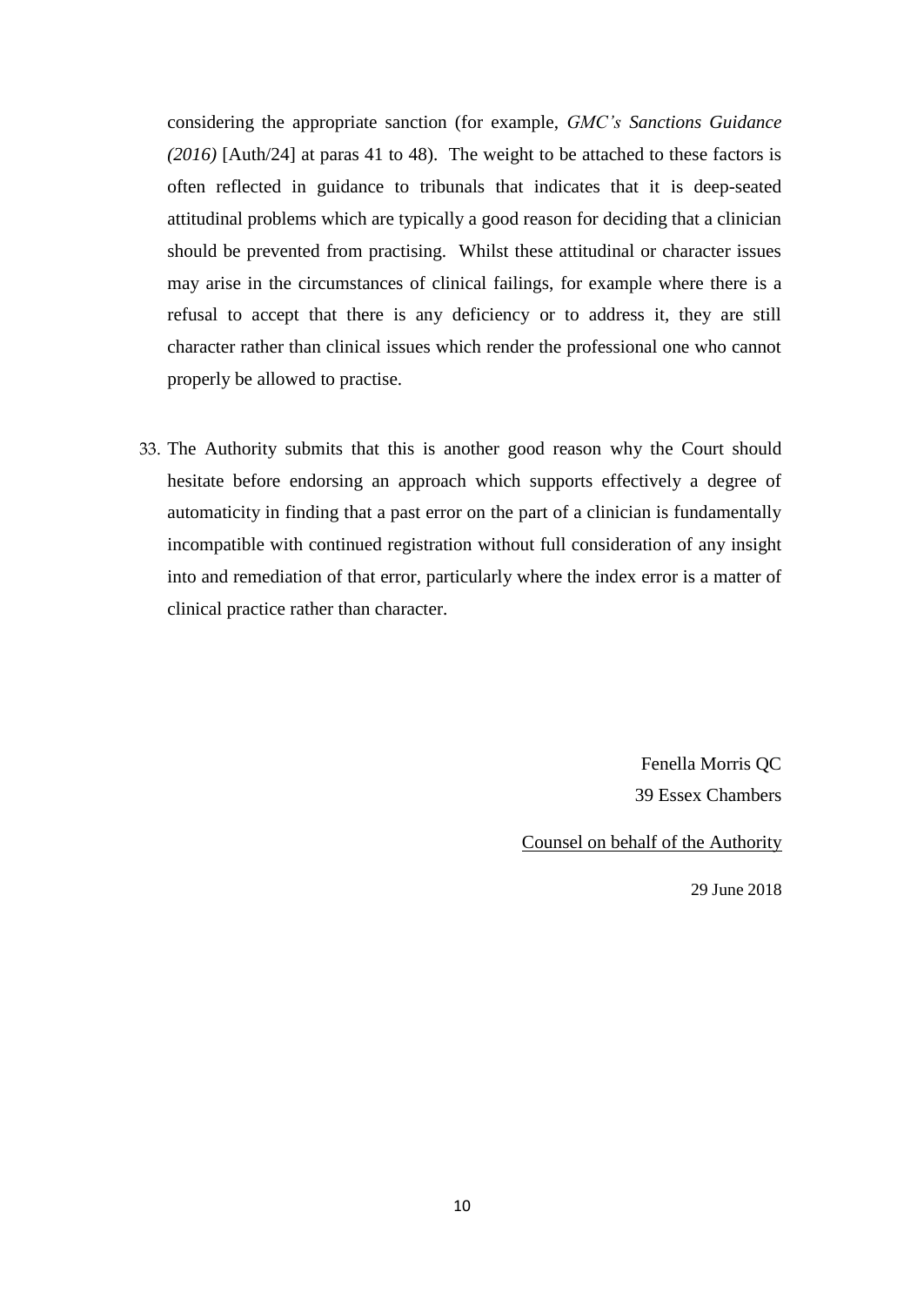considering the appropriate sanction (for example, *GMC's Sanctions Guidance (2016)* [Auth/24] at paras 41 to 48). The weight to be attached to these factors is often reflected in guidance to tribunals that indicates that it is deep-seated attitudinal problems which are typically a good reason for deciding that a clinician should be prevented from practising. Whilst these attitudinal or character issues may arise in the circumstances of clinical failings, for example where there is a refusal to accept that there is any deficiency or to address it, they are still character rather than clinical issues which render the professional one who cannot properly be allowed to practise.

33. The Authority submits that this is another good reason why the Court should hesitate before endorsing an approach which supports effectively a degree of automaticity in finding that a past error on the part of a clinician is fundamentally incompatible with continued registration without full consideration of any insight into and remediation of that error, particularly where the index error is a matter of clinical practice rather than character.

Fenella Morris QC

39 Essex Chambers

<u>Counsel on behalf of the Authority</u>

29 June 2018